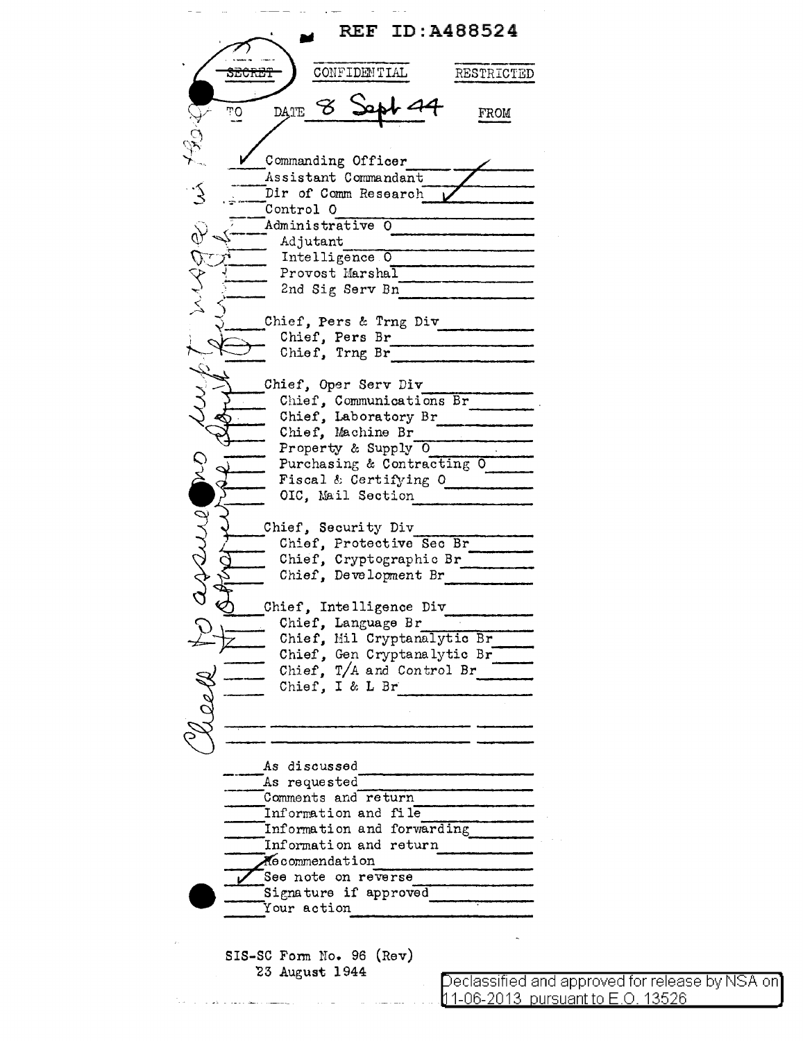REF ID:A488524

~~SECRET~~ (circled) | CONFIDENTIAL | RESTRICTED

TO | DATE 8 Sept 44 | FROM

| TO | | FROM |
|---|---|---|
| ✓ | Commanding Officer | |
| | Assistant Commandant | |
| | Dir of Comm Research | ✓ |
| | Control O | |
| | Administrative O | |
| | Adjutant | |
| | Intelligence O | |
| | Provost Marshal | |
| | 2nd Sig Serv Bn | |
| | Chief, Pers & Trng Div | |
| | Chief, Pers Br | |
| | Chief, Trng Br | |
| | Chief, Oper Serv Div | |
| | Chief, Communications Br | |
| | Chief, Laboratory Br | |
| | Chief, Machine Br | |
| | Property & Supply O | |
| | Purchasing & Contracting O | |
| | Fiscal & Certifying O | |
| | OIC, Mail Section | |
| | Chief, Security Div | |
| | Chief, Protective Sec Br | |
| | Chief, Cryptographic Br | |
| | Chief, Development Br | |
| | Chief, Intelligence Div | |
| | Chief, Language Br | |
| | Chief, Mil Cryptanalytic Br | |
| | Chief, Gen Cryptanalytic Br | |
| | Chief, T/A and Control Br | |
| | Chief, I & L Br | |

| | |
|---|---|
| | As discussed |
| | As requested |
| | Comments and return |
| | Information and file |
| | Information and forwarding |
| | Information and return |
| ✓ | Recommendation |
| ✓ | See note on reverse |
| | Signature if approved |
| | Your action |

*Check to assure no duplicate message is being worked. [handwritten, margin]*

SIS-SC Form No. 96 (Rev)
23 August 1944

Declassified and approved for release by NSA on 11-06-2013 pursuant to E.O. 13526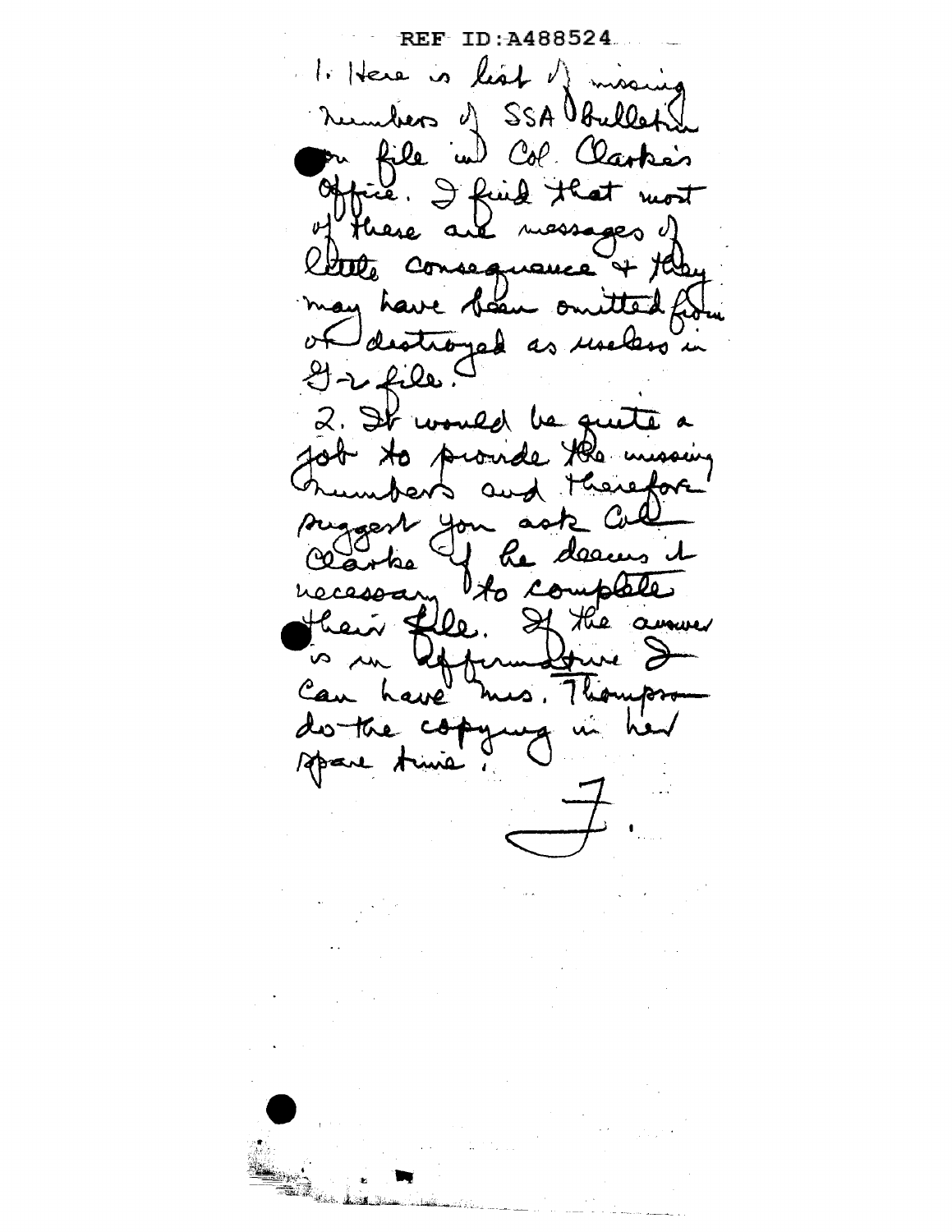REF ID:A488524

1. Here is list of missing numbers of SSA Bulletin on file in Col. Clarke's Office. I find that most of these are messages of little consequence & they may have been omitted from or destroyed as useless in G-2 file.

2. It would be quite a job to provide the missing numbers and therefore suggest you ask Col. Clarke if he deems it necessary to complete their file. If the answer is in affirmative I can have Mrs. Thompson do the copying in her spare time.

F.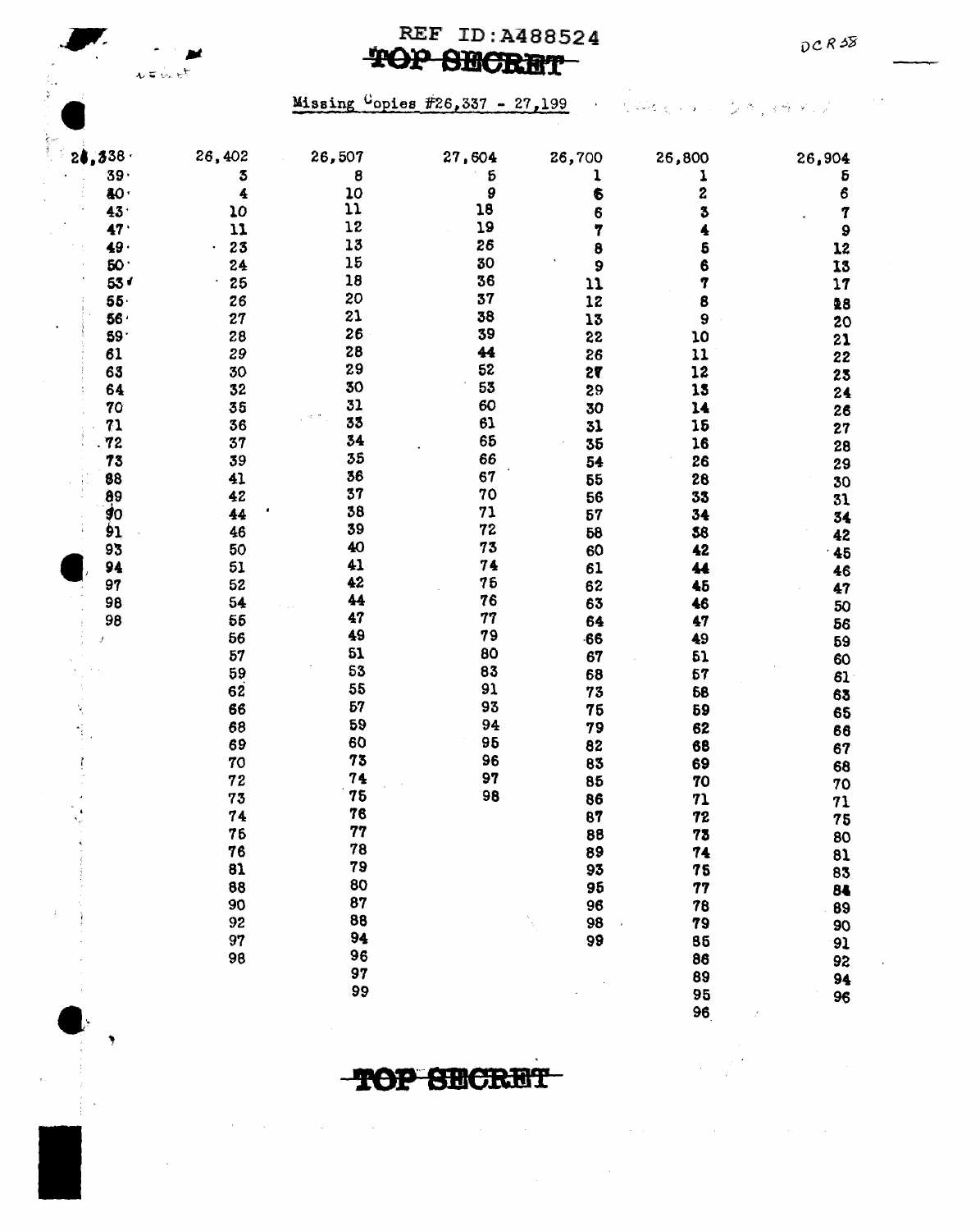REF ID:A488524

~~TOP SECRET~~

DCR 58

Missing Copies #26,337 - 27,199

| | | | | | | |
|---|---|---|---|---|---|---|
| 26,338 | 26,402 | 26,507 | 27,604 | 26,700 | 26,800 | 26,904 |
| 39 | 3 | 8 | 5 | 1 | 1 | 5 |
| 40 | 4 | 10 | 9 | 6 | 2 | 6 |
| 43 | 10 | 11 | 18 | 6 | 3 | 7 |
| 47 | 11 | 12 | 19 | 7 | 4 | 9 |
| 49 | 23 | 13 | 26 | 8 | 5 | 12 |
| 50 | 24 | 15 | 30 | 9 | 6 | 13 |
| 53 | 25 | 18 | 36 | 11 | 7 | 17 |
| 55 | 26 | 20 | 37 | 12 | 8 | 18 |
| 56 | 27 | 21 | 38 | 13 | 9 | 20 |
| 59 | 28 | 26 | 39 | 22 | 10 | 21 |
| 61 | 29 | 28 | 44 | 26 | 11 | 22 |
| 63 | 30 | 29 | 52 | 27 | 12 | 23 |
| 64 | 32 | 30 | 53 | 29 | 13 | 24 |
| 70 | 35 | 31 | 60 | 30 | 14 | 26 |
| 71 | 36 | 33 | 61 | 31 | 15 | 27 |
| 72 | 37 | 34 | 65 | 35 | 16 | 28 |
| 73 | 39 | 35 | 66 | 54 | 26 | 29 |
| 88 | 41 | 36 | 67 | 55 | 28 | 30 |
| 89 | 42 | 37 | 70 | 56 | 33 | 31 |
| 90 | 44 | 38 | 71 | 57 | 34 | 34 |
| 91 | 46 | 39 | 72 | 58 | 38 | 42 |
| 93 | 50 | 40 | 73 | 60 | 42 | 45 |
| 94 | 51 | 41 | 74 | 61 | 44 | 46 |
| 97 | 52 | 42 | 75 | 62 | 45 | 47 |
| 98 | 54 | 44 | 76 | 63 | 46 | 50 |
| 98 | 55 | 47 | 77 | 64 | 47 | 56 |
| | 56 | 49 | 79 | 66 | 49 | 59 |
| | 57 | 51 | 80 | 67 | 51 | 60 |
| | 59 | 53 | 83 | 68 | 57 | 61 |
| | 62 | 55 | 91 | 73 | 58 | 63 |
| | 66 | 57 | 93 | 75 | 59 | 65 |
| | 68 | 59 | 94 | 79 | 62 | 66 |
| | 69 | 60 | 95 | 82 | 68 | 67 |
| | 70 | 73 | 96 | 83 | 69 | 68 |
| | 72 | 74 | 97 | 85 | 70 | 70 |
| | 73 | 75 | 98 | 86 | 71 | 71 |
| | 74 | 76 | | 87 | 72 | 75 |
| | 75 | 77 | | 88 | 73 | 80 |
| | 76 | 78 | | 89 | 74 | 81 |
| | 81 | 79 | | 93 | 75 | 83 |
| | 88 | 80 | | 95 | 77 | 84 |
| | 90 | 87 | | 96 | 78 | 89 |
| | 92 | 88 | | 98 | 79 | 90 |
| | 97 | 94 | | 99 | 85 | 91 |
| | 98 | 96 | | | 86 | 92 |
| | | 97 | | | 89 | 94 |
| | | 99 | | | 95 | 96 |
| | | | | | 96 | |

~~TOP SECRET~~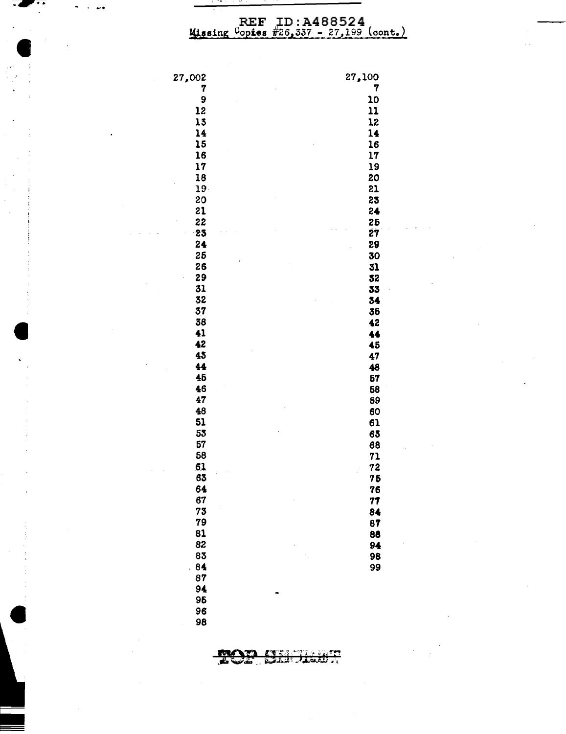Missing Copies #26,337 - 27,199 (cont.)

27,002
7
9
12
13
14
15
16
17
18
19
20
21
22
23
24
25
26
29
31
32
37
38
41
42
43
44
45
46
47
48
51
53
57
58
61
63
64
67
73
79
81
82
83
84
87
94
95
96
98

27,100
7
10
11
12
14
16
17
19
20
21
23
24
25
27
29
30
31
32
33
34
35
42
44
45
47
48
57
58
59
60
61
63
68
71
72
75
76
77
84
87
88
94
98
99